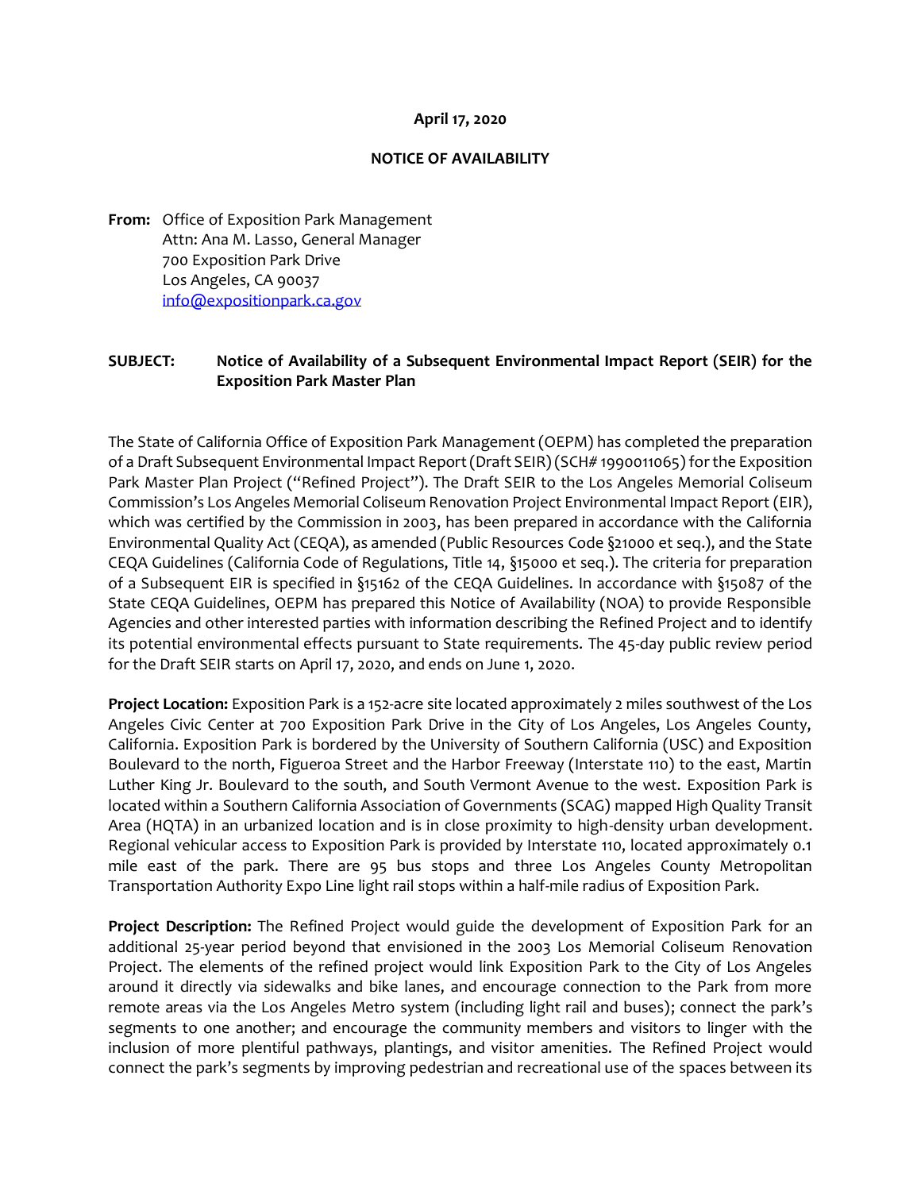**April 17, 2020**

**NOTICE OF AVAILABILITY**

**From:** Office of Exposition Park Management
Attn: Ana M. Lasso, General Manager
700 Exposition Park Drive
Los Angeles, CA 90037
info@expositionpark.ca.gov

**SUBJECT:** **Notice of Availability of a Subsequent Environmental Impact Report (SEIR) for the Exposition Park Master Plan**

The State of California Office of Exposition Park Management (OEPM) has completed the preparation of a Draft Subsequent Environmental Impact Report (Draft SEIR) (SCH# 1990011065) for the Exposition Park Master Plan Project ("Refined Project"). The Draft SEIR to the Los Angeles Memorial Coliseum Commission's Los Angeles Memorial Coliseum Renovation Project Environmental Impact Report (EIR), which was certified by the Commission in 2003, has been prepared in accordance with the California Environmental Quality Act (CEQA), as amended (Public Resources Code §21000 et seq.), and the State CEQA Guidelines (California Code of Regulations, Title 14, §15000 et seq.). The criteria for preparation of a Subsequent EIR is specified in §15162 of the CEQA Guidelines. In accordance with §15087 of the State CEQA Guidelines, OEPM has prepared this Notice of Availability (NOA) to provide Responsible Agencies and other interested parties with information describing the Refined Project and to identify its potential environmental effects pursuant to State requirements. The 45-day public review period for the Draft SEIR starts on April 17, 2020, and ends on June 1, 2020.

**Project Location:** Exposition Park is a 152-acre site located approximately 2 miles southwest of the Los Angeles Civic Center at 700 Exposition Park Drive in the City of Los Angeles, Los Angeles County, California. Exposition Park is bordered by the University of Southern California (USC) and Exposition Boulevard to the north, Figueroa Street and the Harbor Freeway (Interstate 110) to the east, Martin Luther King Jr. Boulevard to the south, and South Vermont Avenue to the west. Exposition Park is located within a Southern California Association of Governments (SCAG) mapped High Quality Transit Area (HQTA) in an urbanized location and is in close proximity to high-density urban development. Regional vehicular access to Exposition Park is provided by Interstate 110, located approximately 0.1 mile east of the park. There are 95 bus stops and three Los Angeles County Metropolitan Transportation Authority Expo Line light rail stops within a half-mile radius of Exposition Park.

**Project Description:** The Refined Project would guide the development of Exposition Park for an additional 25-year period beyond that envisioned in the 2003 Los Memorial Coliseum Renovation Project. The elements of the refined project would link Exposition Park to the City of Los Angeles around it directly via sidewalks and bike lanes, and encourage connection to the Park from more remote areas via the Los Angeles Metro system (including light rail and buses); connect the park's segments to one another; and encourage the community members and visitors to linger with the inclusion of more plentiful pathways, plantings, and visitor amenities. The Refined Project would connect the park's segments by improving pedestrian and recreational use of the spaces between its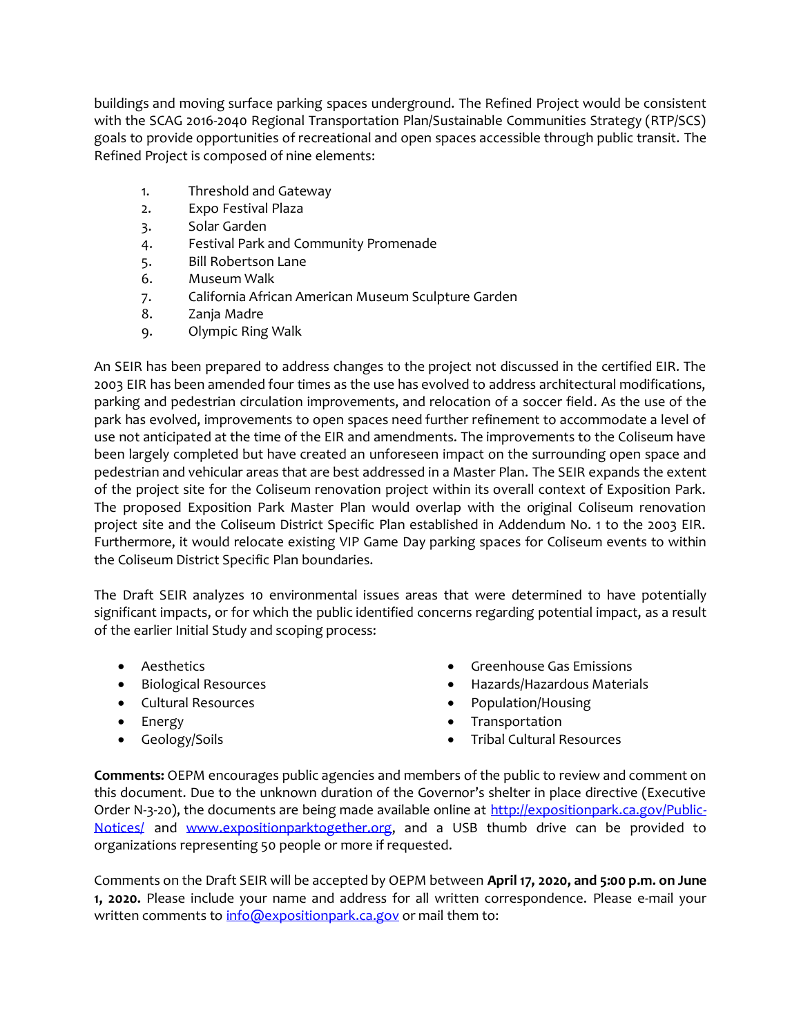buildings and moving surface parking spaces underground. The Refined Project would be consistent with the SCAG 2016-2040 Regional Transportation Plan/Sustainable Communities Strategy (RTP/SCS) goals to provide opportunities of recreational and open spaces accessible through public transit. The Refined Project is composed of nine elements:

1. Threshold and Gateway
2. Expo Festival Plaza
3. Solar Garden
4. Festival Park and Community Promenade
5. Bill Robertson Lane
6. Museum Walk
7. California African American Museum Sculpture Garden
8. Zanja Madre
9. Olympic Ring Walk

An SEIR has been prepared to address changes to the project not discussed in the certified EIR. The 2003 EIR has been amended four times as the use has evolved to address architectural modifications, parking and pedestrian circulation improvements, and relocation of a soccer field. As the use of the park has evolved, improvements to open spaces need further refinement to accommodate a level of use not anticipated at the time of the EIR and amendments. The improvements to the Coliseum have been largely completed but have created an unforeseen impact on the surrounding open space and pedestrian and vehicular areas that are best addressed in a Master Plan. The SEIR expands the extent of the project site for the Coliseum renovation project within its overall context of Exposition Park. The proposed Exposition Park Master Plan would overlap with the original Coliseum renovation project site and the Coliseum District Specific Plan established in Addendum No. 1 to the 2003 EIR. Furthermore, it would relocate existing VIP Game Day parking spaces for Coliseum events to within the Coliseum District Specific Plan boundaries.

The Draft SEIR analyzes 10 environmental issues areas that were determined to have potentially significant impacts, or for which the public identified concerns regarding potential impact, as a result of the earlier Initial Study and scoping process:

- Aesthetics
- Biological Resources
- Cultural Resources
- Energy
- Geology/Soils
- Greenhouse Gas Emissions
- Hazards/Hazardous Materials
- Population/Housing
- Transportation
- Tribal Cultural Resources

**Comments:** OEPM encourages public agencies and members of the public to review and comment on this document. Due to the unknown duration of the Governor's shelter in place directive (Executive Order N-3-20), the documents are being made available online at [http://expositionpark.ca.gov/Public-Notices/](http://expositionpark.ca.gov/Public-Notices/) and [www.expositionparktogether.org](www.expositionparktogether.org), and a USB thumb drive can be provided to organizations representing 50 people or more if requested.

Comments on the Draft SEIR will be accepted by OEPM between **April 17, 2020, and 5:00 p.m. on June 1, 2020.** Please include your name and address for all written correspondence. Please e-mail your written comments to [info@expositionpark.ca.gov](mailto:info@expositionpark.ca.gov) or mail them to: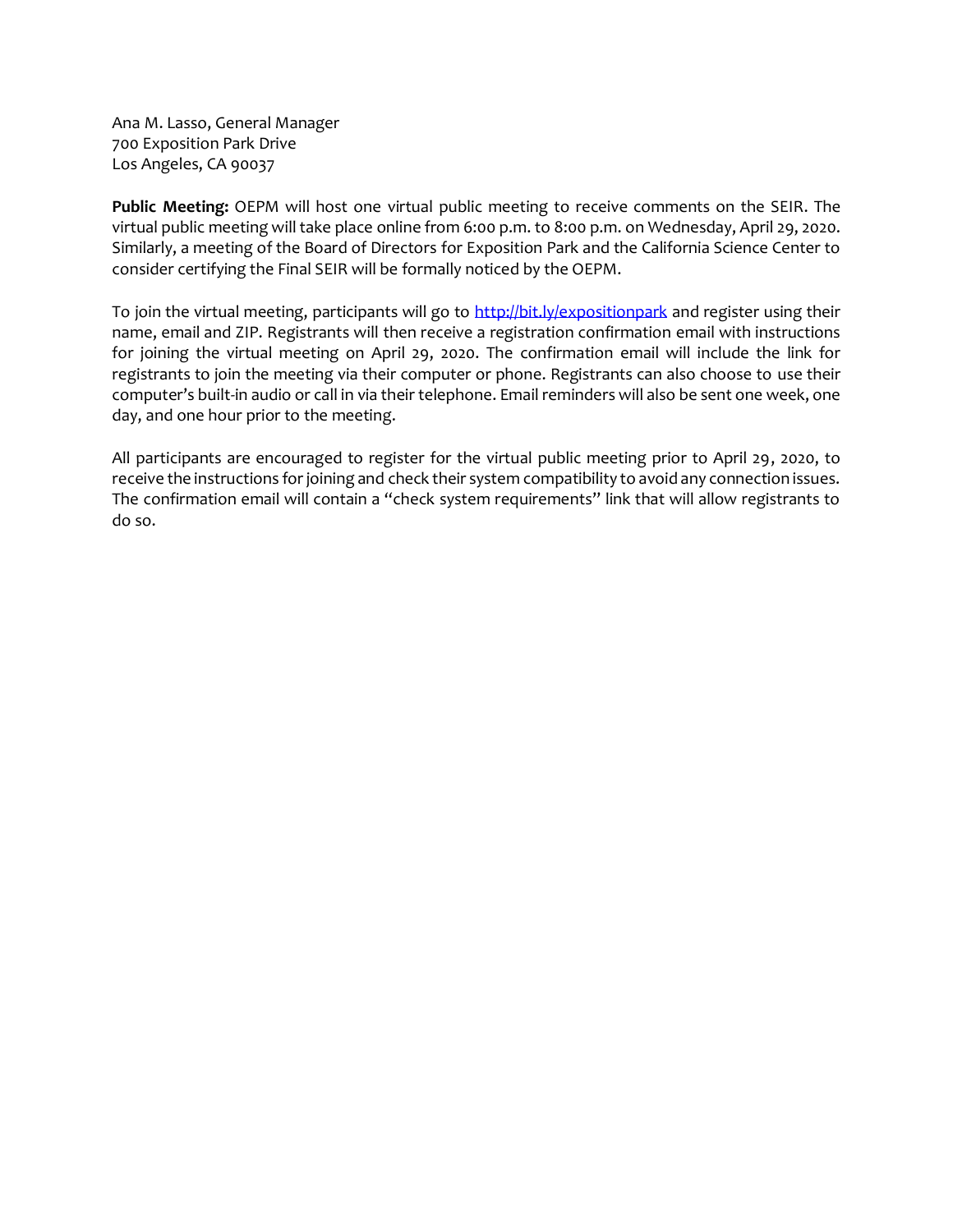Ana M. Lasso, General Manager
700 Exposition Park Drive
Los Angeles, CA 90037

**Public Meeting:** OEPM will host one virtual public meeting to receive comments on the SEIR. The virtual public meeting will take place online from 6:00 p.m. to 8:00 p.m. on Wednesday, April 29, 2020. Similarly, a meeting of the Board of Directors for Exposition Park and the California Science Center to consider certifying the Final SEIR will be formally noticed by the OEPM.

To join the virtual meeting, participants will go to [http://bit.ly/expositionpark](http://bit.ly/expositionpark) and register using their name, email and ZIP. Registrants will then receive a registration confirmation email with instructions for joining the virtual meeting on April 29, 2020. The confirmation email will include the link for registrants to join the meeting via their computer or phone. Registrants can also choose to use their computer's built-in audio or call in via their telephone. Email reminders will also be sent one week, one day, and one hour prior to the meeting.

All participants are encouraged to register for the virtual public meeting prior to April 29, 2020, to receive the instructions for joining and check their system compatibility to avoid any connection issues. The confirmation email will contain a "check system requirements" link that will allow registrants to do so.